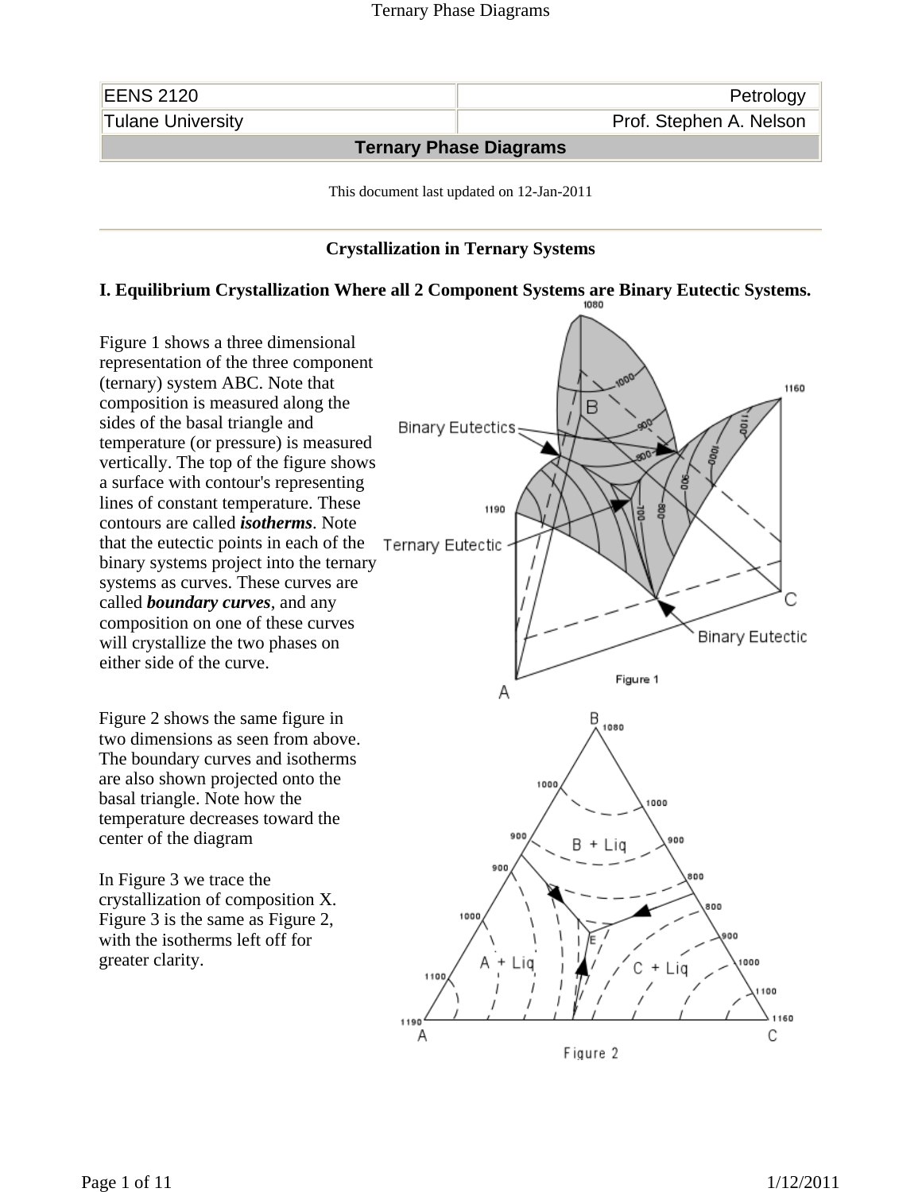| EENS 2120 | Petrology |
| --- | --- |
| Tulane University | Prof. Stephen A. Nelson |

## Ternary Phase Diagrams

This document last updated on 12-Jan-2011

### Crystallization in Ternary Systems

#### I. Equilibrium Crystallization Where all 2 Component Systems are Binary Eutectic Systems.

Figure 1 shows a three dimensional representation of the three component (ternary) system ABC. Note that composition is measured along the sides of the basal triangle and temperature (or pressure) is measured vertically. The top of the figure shows a surface with contour's representing lines of constant temperature. These contours are called ***isotherms***. Note that the eutectic points in each of the binary systems project into the ternary systems as curves. These curves are called ***boundary curves***, and any composition on one of these curves will crystallize the two phases on either side of the curve.

Figure 1

Figure 2 shows the same figure in two dimensions as seen from above. The boundary curves and isotherms are also shown projected onto the basal triangle. Note how the temperature decreases toward the center of the diagram

In Figure 3 we trace the crystallization of composition X. Figure 3 is the same as Figure 2, with the isotherms left off for greater clarity.

Figure 2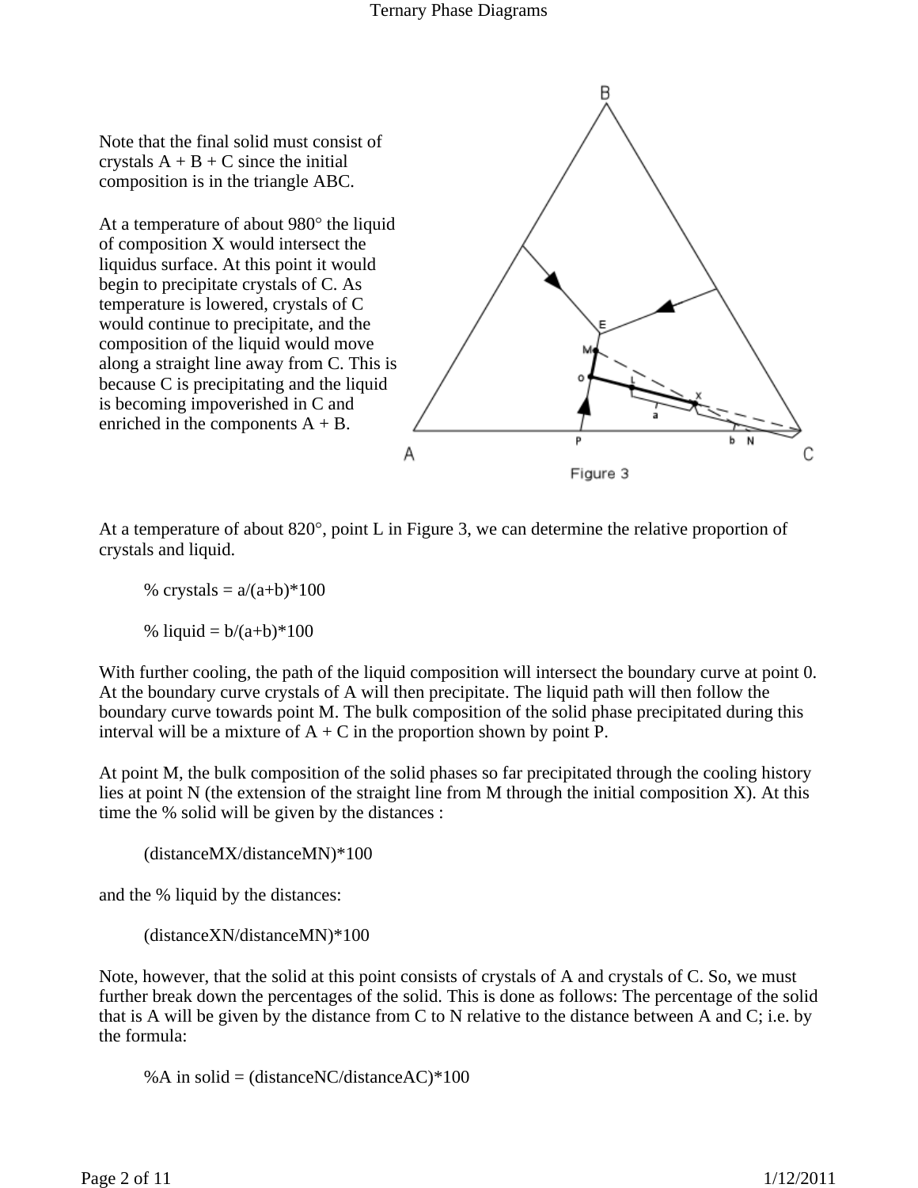Note that the final solid must consist of crystals A + B + C since the initial composition is in the triangle ABC.

At a temperature of about 980° the liquid of composition X would intersect the liquidus surface. At this point it would begin to precipitate crystals of C. As temperature is lowered, crystals of C would continue to precipitate, and the composition of the liquid would move along a straight line away from C. This is because C is precipitating and the liquid is becoming impoverished in C and enriched in the components A + B.

Figure 3

At a temperature of about 820°, point L in Figure 3, we can determine the relative proportion of crystals and liquid.

% crystals = a/(a+b)*100

% liquid = b/(a+b)*100

With further cooling, the path of the liquid composition will intersect the boundary curve at point 0. At the boundary curve crystals of A will then precipitate. The liquid path will then follow the boundary curve towards point M. The bulk composition of the solid phase precipitated during this interval will be a mixture of A + C in the proportion shown by point P.

At point M, the bulk composition of the solid phases so far precipitated through the cooling history lies at point N (the extension of the straight line from M through the initial composition X). At this time the % solid will be given by the distances :

(distanceMX/distanceMN)*100

and the % liquid by the distances:

(distanceXN/distanceMN)*100

Note, however, that the solid at this point consists of crystals of A and crystals of C. So, we must further break down the percentages of the solid. This is done as follows: The percentage of the solid that is A will be given by the distance from C to N relative to the distance between A and C; i.e. by the formula:

%A in solid = (distanceNC/distanceAC)*100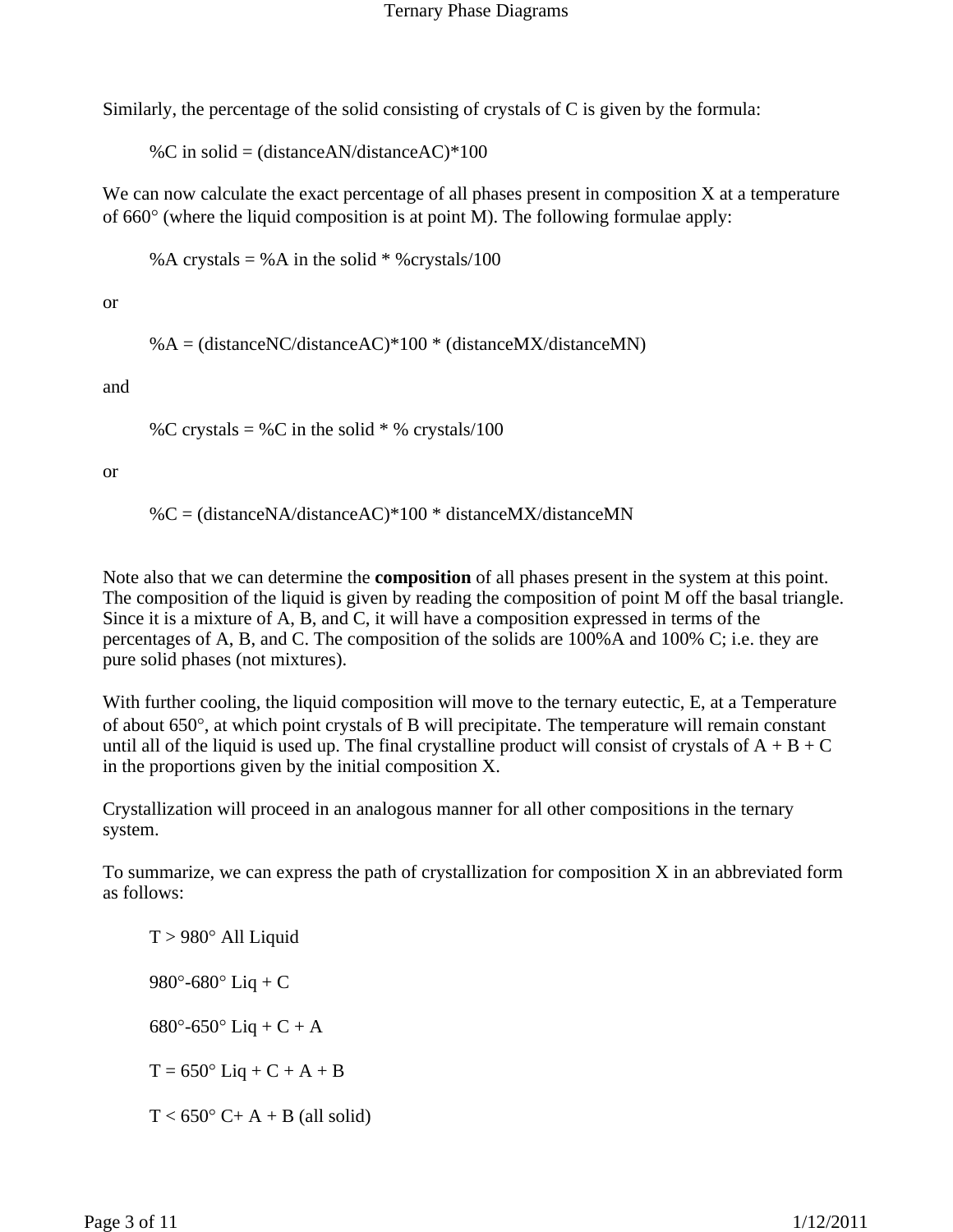Similarly, the percentage of the solid consisting of crystals of C is given by the formula:

%C in solid = (distanceAN/distanceAC)*100

We can now calculate the exact percentage of all phases present in composition X at a temperature of 660° (where the liquid composition is at point M). The following formulae apply:

%A crystals = %A in the solid * %crystals/100

or

%A = (distanceNC/distanceAC)*100 * (distanceMX/distanceMN)

and

%C crystals = %C in the solid * % crystals/100

or

%C = (distanceNA/distanceAC)*100 * distanceMX/distanceMN

Note also that we can determine the **composition** of all phases present in the system at this point. The composition of the liquid is given by reading the composition of point M off the basal triangle. Since it is a mixture of A, B, and C, it will have a composition expressed in terms of the percentages of A, B, and C. The composition of the solids are 100%A and 100% C; i.e. they are pure solid phases (not mixtures).

With further cooling, the liquid composition will move to the ternary eutectic, E, at a Temperature of about 650°, at which point crystals of B will precipitate. The temperature will remain constant until all of the liquid is used up. The final crystalline product will consist of crystals of A + B + C in the proportions given by the initial composition X.

Crystallization will proceed in an analogous manner for all other compositions in the ternary system.

To summarize, we can express the path of crystallization for composition X in an abbreviated form as follows:

T > 980° All Liquid

980°-680° Liq + C

680°-650° Liq + C + A

T = 650° Liq + C + A + B

T < 650° C+ A + B (all solid)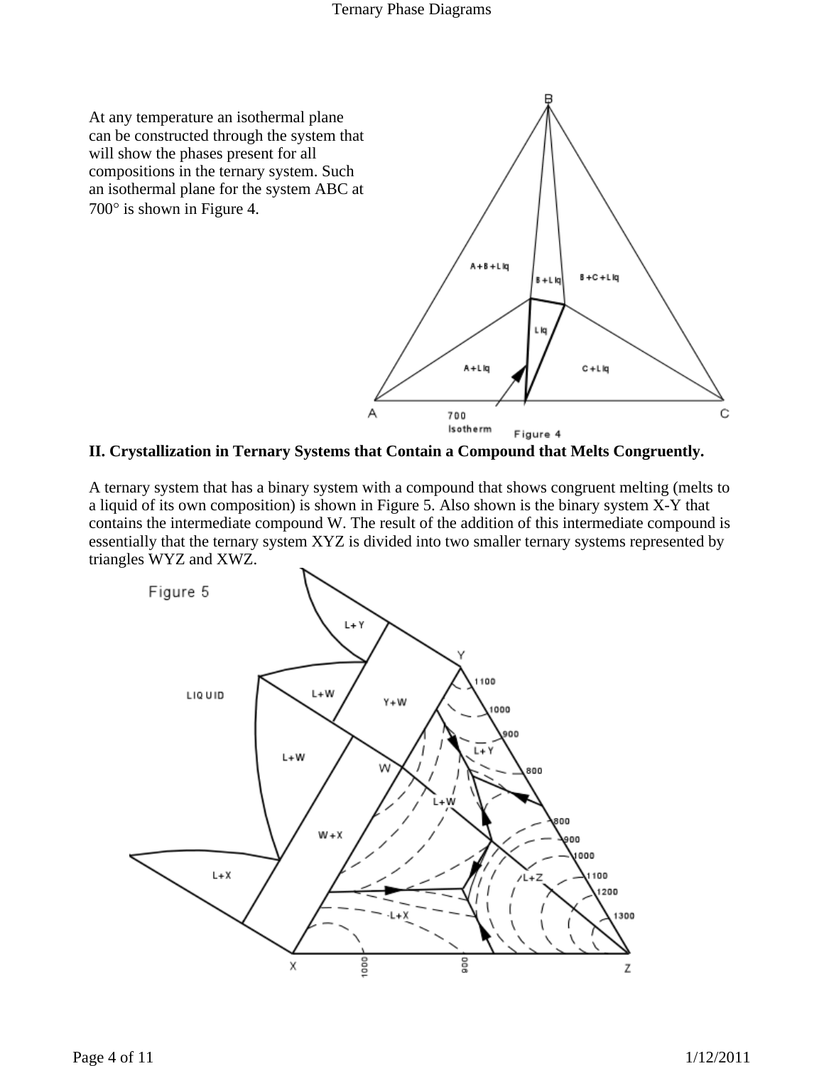At any temperature an isothermal plane can be constructed through the system that will show the phases present for all compositions in the ternary system. Such an isothermal plane for the system ABC at 700° is shown in Figure 4.

Figure 4

**II. Crystallization in Ternary Systems that Contain a Compound that Melts Congruently.**

A ternary system that has a binary system with a compound that shows congruent melting (melts to a liquid of its own composition) is shown in Figure 5. Also shown is the binary system X-Y that contains the intermediate compound W. The result of the addition of this intermediate compound is essentially that the ternary system XYZ is divided into two smaller ternary systems represented by triangles WYZ and XWZ.

Figure 5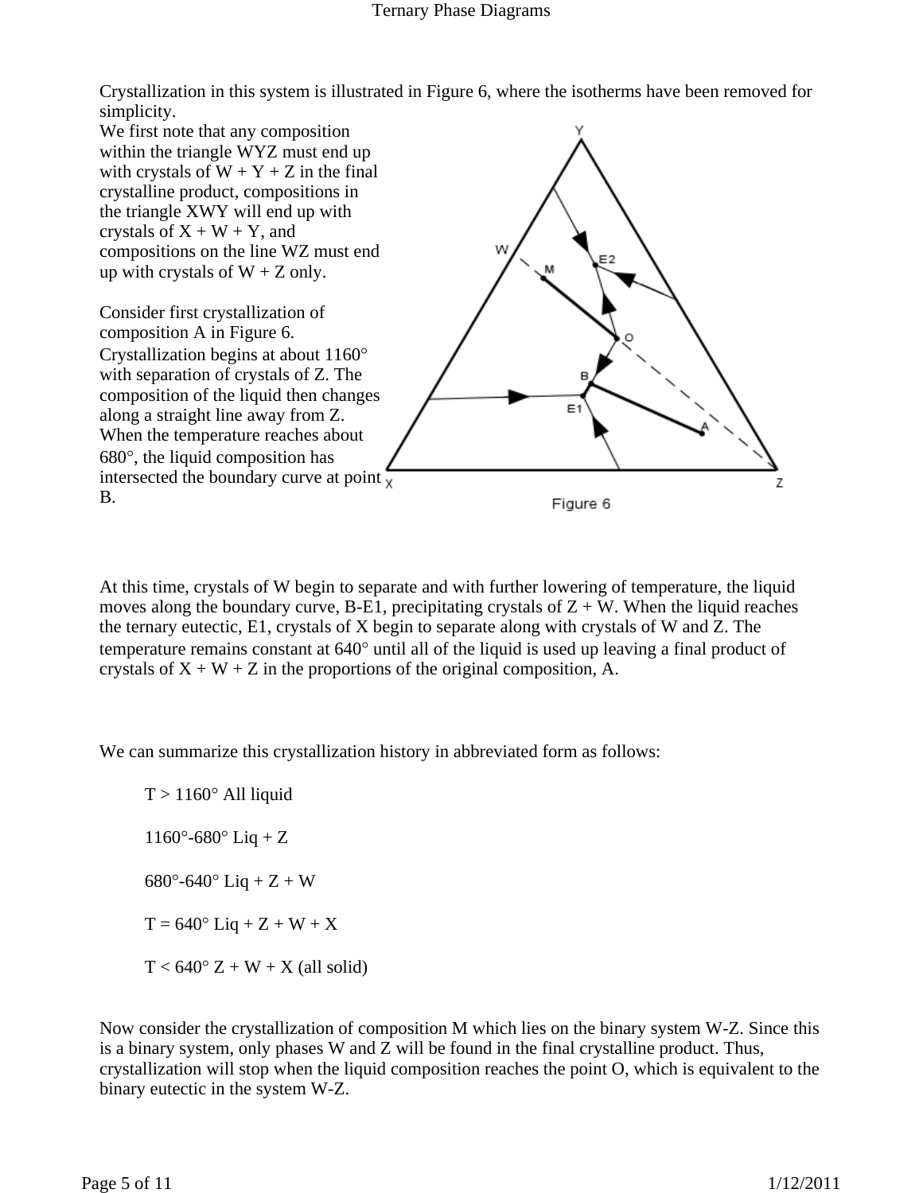Crystallization in this system is illustrated in Figure 6, where the isotherms have been removed for simplicity.

We first note that any composition within the triangle WYZ must end up with crystals of W + Y + Z in the final crystalline product, compositions in the triangle XWY will end up with crystals of X + W + Y, and compositions on the line WZ must end up with crystals of W + Z only.

Consider first crystallization of composition A in Figure 6. Crystallization begins at about 1160° with separation of crystals of Z. The composition of the liquid then changes along a straight line away from Z. When the temperature reaches about 680°, the liquid composition has intersected the boundary curve at point B.

Figure 6

At this time, crystals of W begin to separate and with further lowering of temperature, the liquid moves along the boundary curve, B-E1, precipitating crystals of Z + W. When the liquid reaches the ternary eutectic, E1, crystals of X begin to separate along with crystals of W and Z. The temperature remains constant at 640° until all of the liquid is used up leaving a final product of crystals of X + W + Z in the proportions of the original composition, A.

We can summarize this crystallization history in abbreviated form as follows:

T > 1160° All liquid

1160°-680° Liq + Z

680°-640° Liq + Z + W

T = 640° Liq + Z + W + X

T < 640° Z + W + X (all solid)

Now consider the crystallization of composition M which lies on the binary system W-Z. Since this is a binary system, only phases W and Z will be found in the final crystalline product. Thus, crystallization will stop when the liquid composition reaches the point O, which is equivalent to the binary eutectic in the system W-Z.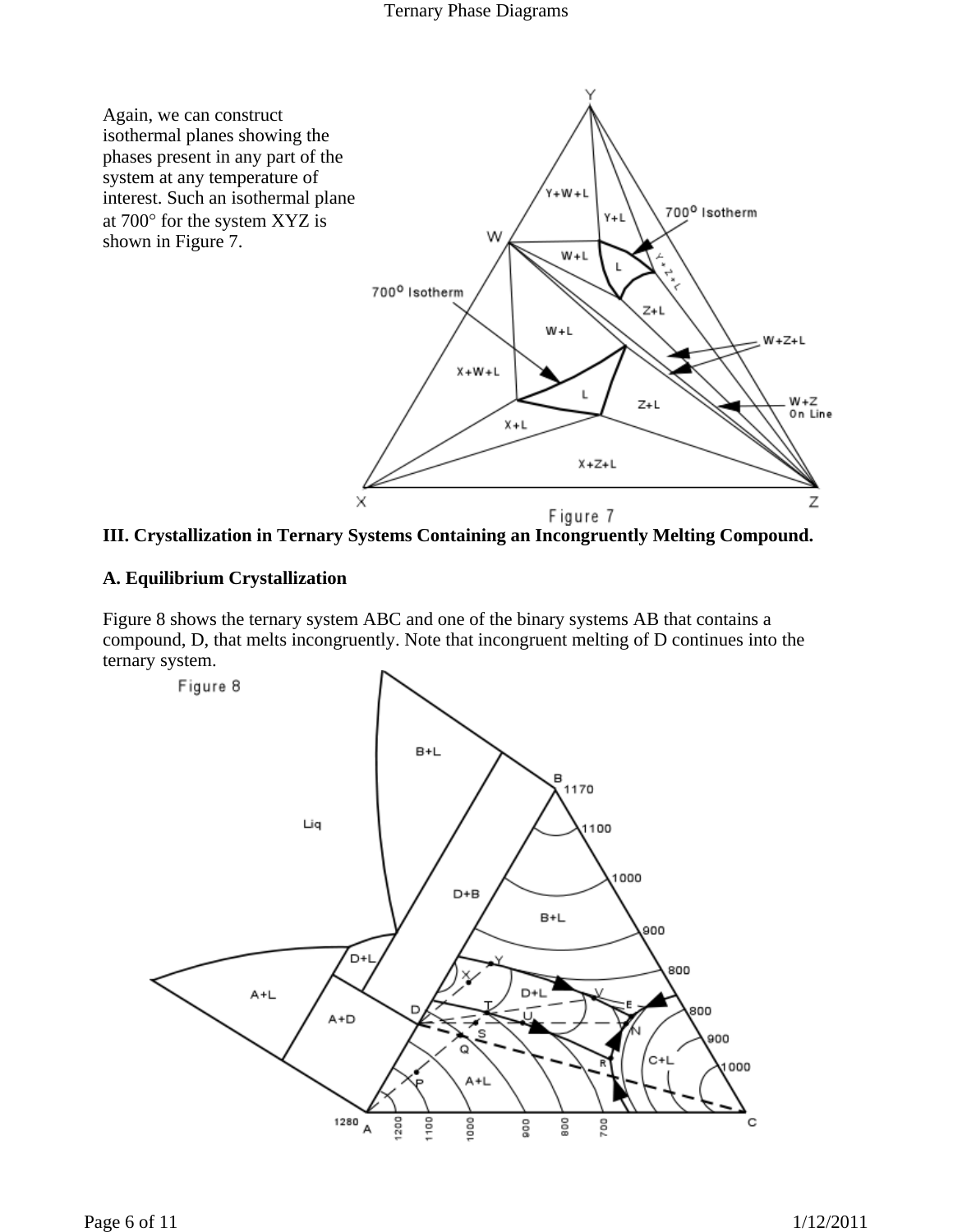Again, we can construct isothermal planes showing the phases present in any part of the system at any temperature of interest. Such an isothermal plane at 700° for the system XYZ is shown in Figure 7.

Figure 7

## III. Crystallization in Ternary Systems Containing an Incongruently Melting Compound.

### A. Equilibrium Crystallization

Figure 8 shows the ternary system ABC and one of the binary systems AB that contains a compound, D, that melts incongruently. Note that incongruent melting of D continues into the ternary system.

Figure 8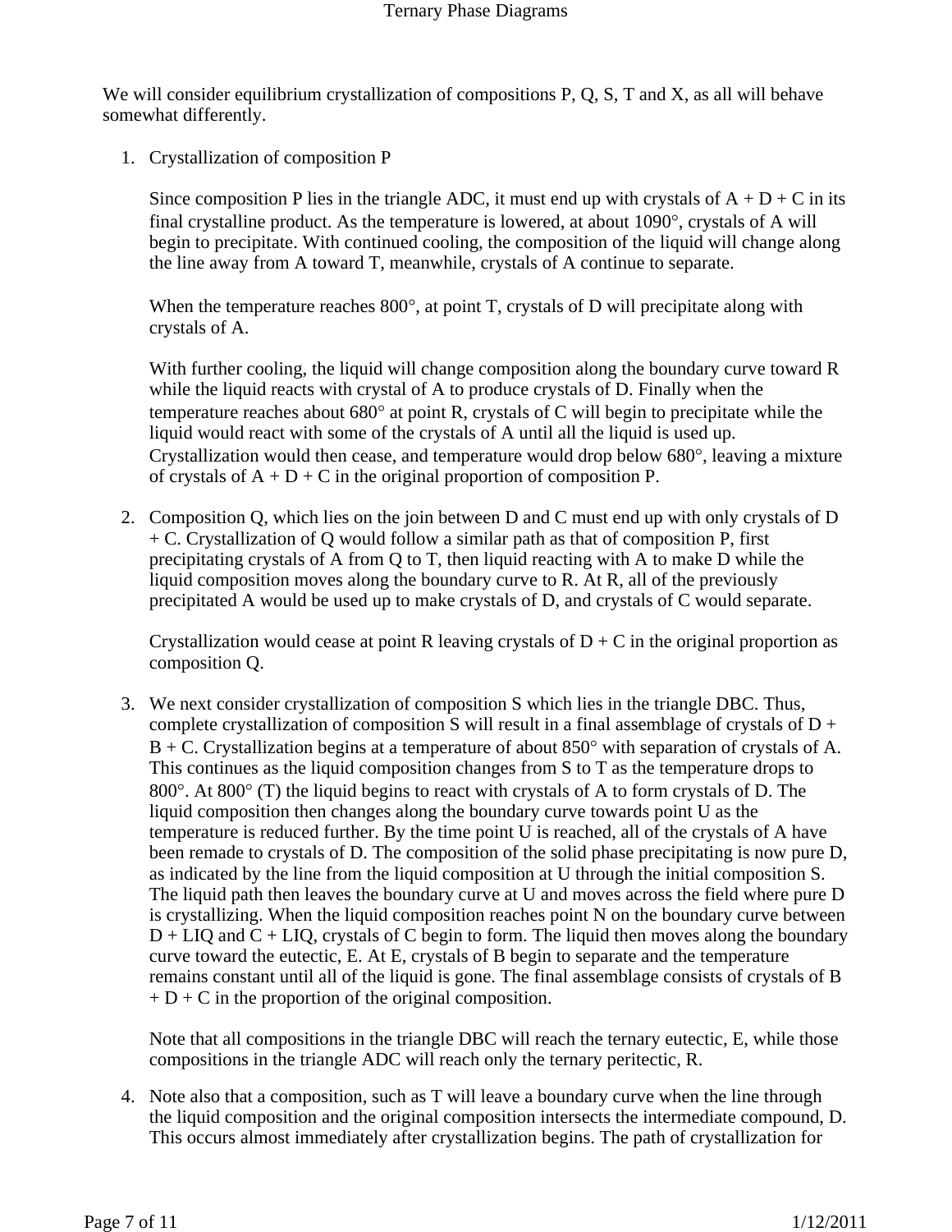We will consider equilibrium crystallization of compositions P, Q, S, T and X, as all will behave somewhat differently.

1. Crystallization of composition P

   Since composition P lies in the triangle ADC, it must end up with crystals of A + D + C in its final crystalline product. As the temperature is lowered, at about 1090°, crystals of A will begin to precipitate. With continued cooling, the composition of the liquid will change along the line away from A toward T, meanwhile, crystals of A continue to separate.

   When the temperature reaches 800°, at point T, crystals of D will precipitate along with crystals of A.

   With further cooling, the liquid will change composition along the boundary curve toward R while the liquid reacts with crystal of A to produce crystals of D. Finally when the temperature reaches about 680° at point R, crystals of C will begin to precipitate while the liquid would react with some of the crystals of A until all the liquid is used up. Crystallization would then cease, and temperature would drop below 680°, leaving a mixture of crystals of A + D + C in the original proportion of composition P.

2. Composition Q, which lies on the join between D and C must end up with only crystals of D + C. Crystallization of Q would follow a similar path as that of composition P, first precipitating crystals of A from Q to T, then liquid reacting with A to make D while the liquid composition moves along the boundary curve to R. At R, all of the previously precipitated A would be used up to make crystals of D, and crystals of C would separate.

   Crystallization would cease at point R leaving crystals of D + C in the original proportion as composition Q.

3. We next consider crystallization of composition S which lies in the triangle DBC. Thus, complete crystallization of composition S will result in a final assemblage of crystals of D + B + C. Crystallization begins at a temperature of about 850° with separation of crystals of A. This continues as the liquid composition changes from S to T as the temperature drops to 800°. At 800° (T) the liquid begins to react with crystals of A to form crystals of D. The liquid composition then changes along the boundary curve towards point U as the temperature is reduced further. By the time point U is reached, all of the crystals of A have been remade to crystals of D. The composition of the solid phase precipitating is now pure D, as indicated by the line from the liquid composition at U through the initial composition S. The liquid path then leaves the boundary curve at U and moves across the field where pure D is crystallizing. When the liquid composition reaches point N on the boundary curve between D + LIQ and C + LIQ, crystals of C begin to form. The liquid then moves along the boundary curve toward the eutectic, E. At E, crystals of B begin to separate and the temperature remains constant until all of the liquid is gone. The final assemblage consists of crystals of B + D + C in the proportion of the original composition.

   Note that all compositions in the triangle DBC will reach the ternary eutectic, E, while those compositions in the triangle ADC will reach only the ternary peritectic, R.

4. Note also that a composition, such as T will leave a boundary curve when the line through the liquid composition and the original composition intersects the intermediate compound, D. This occurs almost immediately after crystallization begins. The path of crystallization for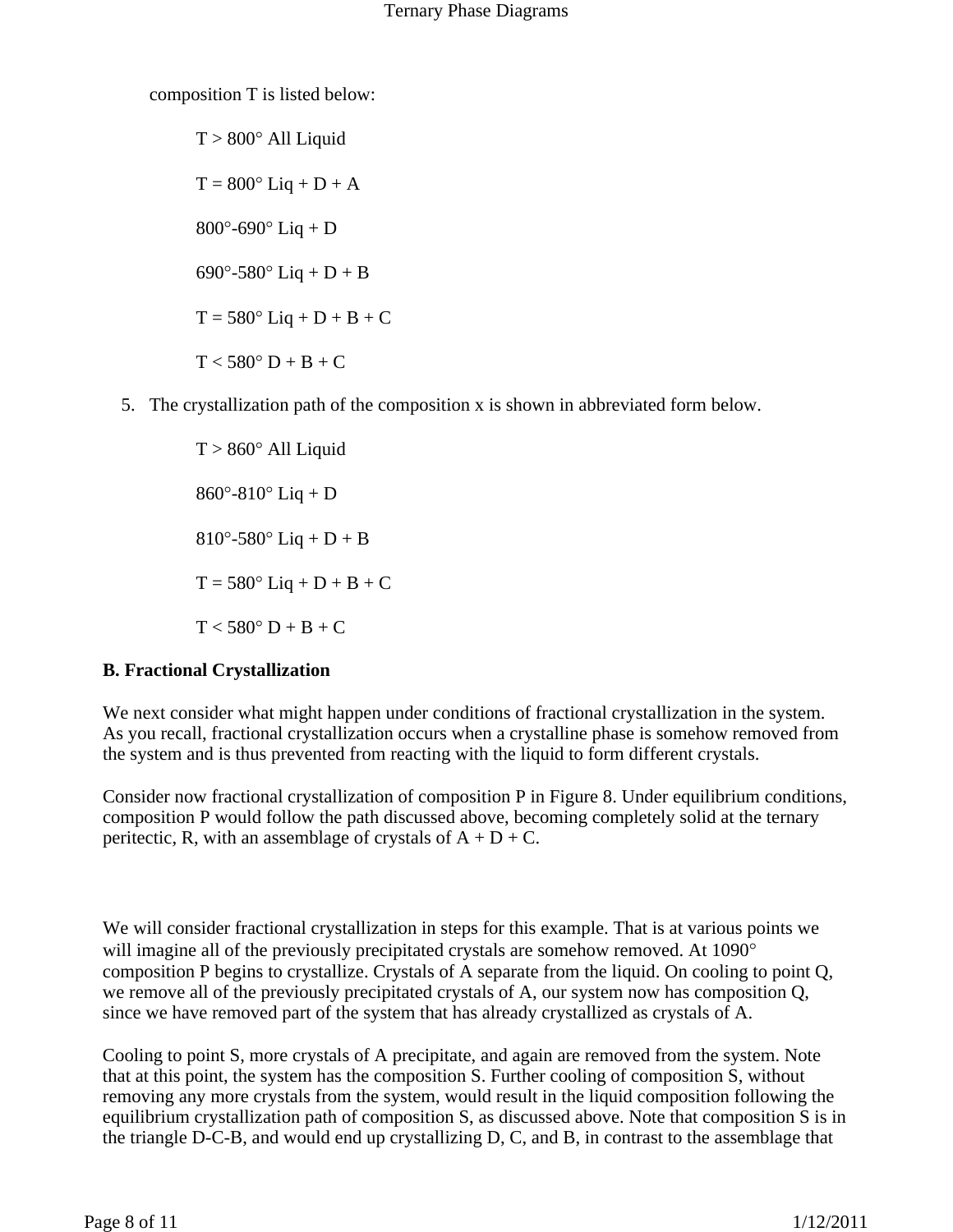composition T is listed below:

T > 800° All Liquid

T = 800° Liq + D + A

800°-690° Liq + D

690°-580° Liq + D + B

T = 580° Liq + D + B + C

T < 580° D + B + C

5. The crystallization path of the composition x is shown in abbreviated form below.

T > 860° All Liquid

860°-810° Liq + D

810°-580° Liq + D + B

T = 580° Liq + D + B + C

T < 580° D + B + C

**B. Fractional Crystallization**

We next consider what might happen under conditions of fractional crystallization in the system. As you recall, fractional crystallization occurs when a crystalline phase is somehow removed from the system and is thus prevented from reacting with the liquid to form different crystals.

Consider now fractional crystallization of composition P in Figure 8. Under equilibrium conditions, composition P would follow the path discussed above, becoming completely solid at the ternary peritectic, R, with an assemblage of crystals of A + D + C.

We will consider fractional crystallization in steps for this example. That is at various points we will imagine all of the previously precipitated crystals are somehow removed. At 1090° composition P begins to crystallize. Crystals of A separate from the liquid. On cooling to point Q, we remove all of the previously precipitated crystals of A, our system now has composition Q, since we have removed part of the system that has already crystallized as crystals of A.

Cooling to point S, more crystals of A precipitate, and again are removed from the system. Note that at this point, the system has the composition S. Further cooling of composition S, without removing any more crystals from the system, would result in the liquid composition following the equilibrium crystallization path of composition S, as discussed above. Note that composition S is in the triangle D-C-B, and would end up crystallizing D, C, and B, in contrast to the assemblage that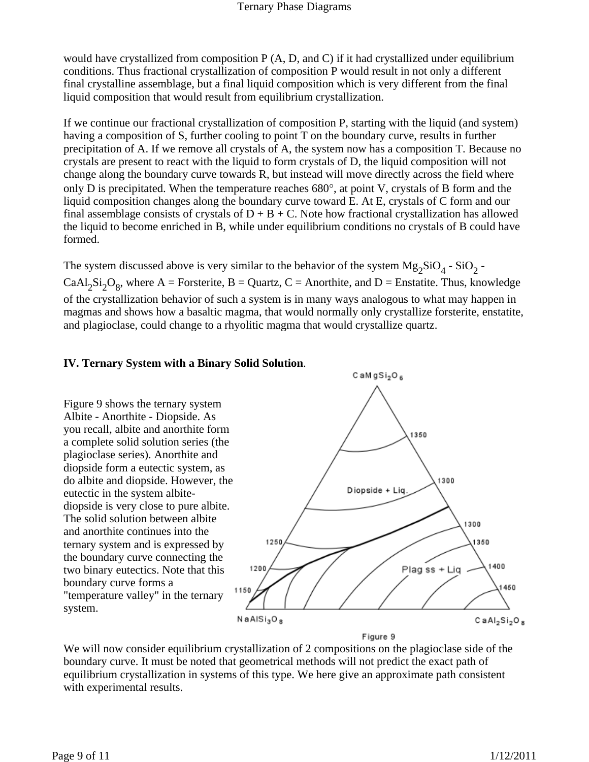would have crystallized from composition P (A, D, and C) if it had crystallized under equilibrium conditions. Thus fractional crystallization of composition P would result in not only a different final crystalline assemblage, but a final liquid composition which is very different from the final liquid composition that would result from equilibrium crystallization.

If we continue our fractional crystallization of composition P, starting with the liquid (and system) having a composition of S, further cooling to point T on the boundary curve, results in further precipitation of A. If we remove all crystals of A, the system now has a composition T. Because no crystals are present to react with the liquid to form crystals of D, the liquid composition will not change along the boundary curve towards R, but instead will move directly across the field where only D is precipitated. When the temperature reaches 680°, at point V, crystals of B form and the liquid composition changes along the boundary curve toward E. At E, crystals of C form and our final assemblage consists of crystals of D + B + C. Note how fractional crystallization has allowed the liquid to become enriched in B, while under equilibrium conditions no crystals of B could have formed.

The system discussed above is very similar to the behavior of the system $Mg_2SiO_4$ - $SiO_2$ - $CaAl_2Si_2O_8$, where A = Forsterite, B = Quartz, C = Anorthite, and D = Enstatite. Thus, knowledge of the crystallization behavior of such a system is in many ways analogous to what may happen in magmas and shows how a basaltic magma, that would normally only crystallize forsterite, enstatite, and plagioclase, could change to a rhyolitic magma that would crystallize quartz.

### IV. Ternary System with a Binary Solid Solution.

Figure 9 shows the ternary system Albite - Anorthite - Diopside. As you recall, albite and anorthite form a complete solid solution series (the plagioclase series). Anorthite and diopside form a eutectic system, as do albite and diopside. However, the eutectic in the system albite-diopside is very close to pure albite. The solid solution between albite and anorthite continues into the ternary system and is expressed by the boundary curve connecting the two binary eutectics. Note that this boundary curve forms a "temperature valley" in the ternary system.

Figure 9

We will now consider equilibrium crystallization of 2 compositions on the plagioclase side of the boundary curve. It must be noted that geometrical methods will not predict the exact path of equilibrium crystallization in systems of this type. We here give an approximate path consistent with experimental results.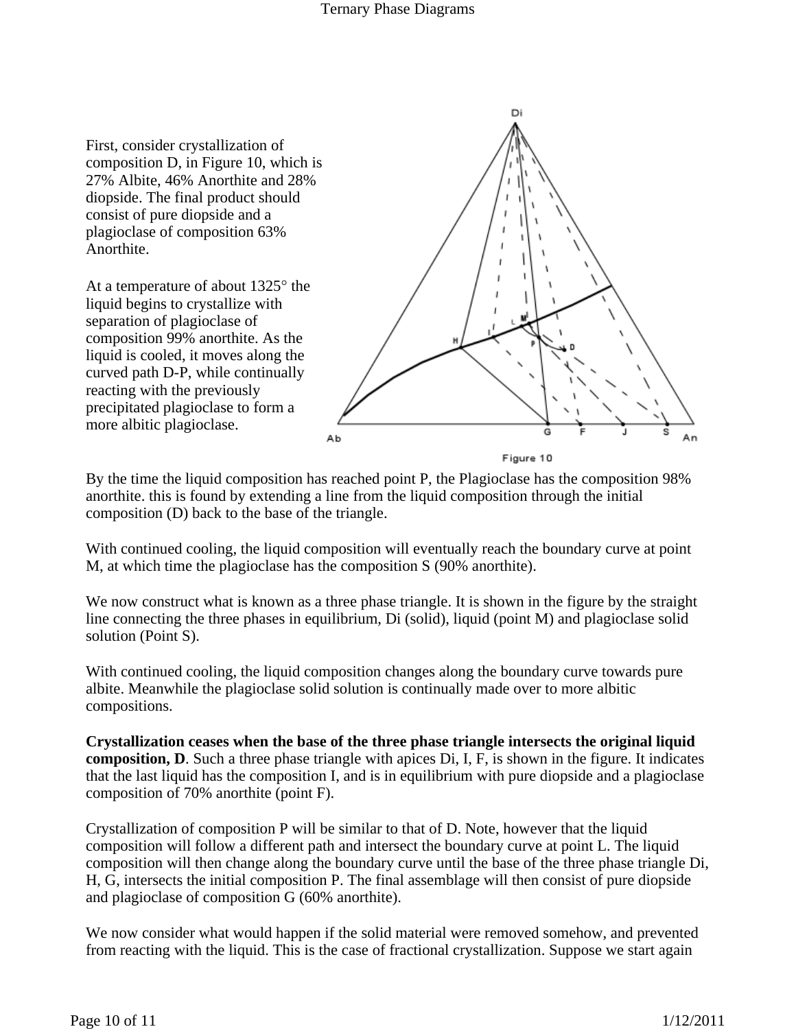First, consider crystallization of composition D, in Figure 10, which is 27% Albite, 46% Anorthite and 28% diopside. The final product should consist of pure diopside and a plagioclase of composition 63% Anorthite.

At a temperature of about 1325° the liquid begins to crystallize with separation of plagioclase of composition 99% anorthite. As the liquid is cooled, it moves along the curved path D-P, while continually reacting with the previously precipitated plagioclase to form a more albitic plagioclase.

Figure 10

By the time the liquid composition has reached point P, the Plagioclase has the composition 98% anorthite. this is found by extending a line from the liquid composition through the initial composition (D) back to the base of the triangle.

With continued cooling, the liquid composition will eventually reach the boundary curve at point M, at which time the plagioclase has the composition S (90% anorthite).

We now construct what is known as a three phase triangle. It is shown in the figure by the straight line connecting the three phases in equilibrium, Di (solid), liquid (point M) and plagioclase solid solution (Point S).

With continued cooling, the liquid composition changes along the boundary curve towards pure albite. Meanwhile the plagioclase solid solution is continually made over to more albitic compositions.

**Crystallization ceases when the base of the three phase triangle intersects the original liquid composition, D**. Such a three phase triangle with apices Di, I, F, is shown in the figure. It indicates that the last liquid has the composition I, and is in equilibrium with pure diopside and a plagioclase composition of 70% anorthite (point F).

Crystallization of composition P will be similar to that of D. Note, however that the liquid composition will follow a different path and intersect the boundary curve at point L. The liquid composition will then change along the boundary curve until the base of the three phase triangle Di, H, G, intersects the initial composition P. The final assemblage will then consist of pure diopside and plagioclase of composition G (60% anorthite).

We now consider what would happen if the solid material were removed somehow, and prevented from reacting with the liquid. This is the case of fractional crystallization. Suppose we start again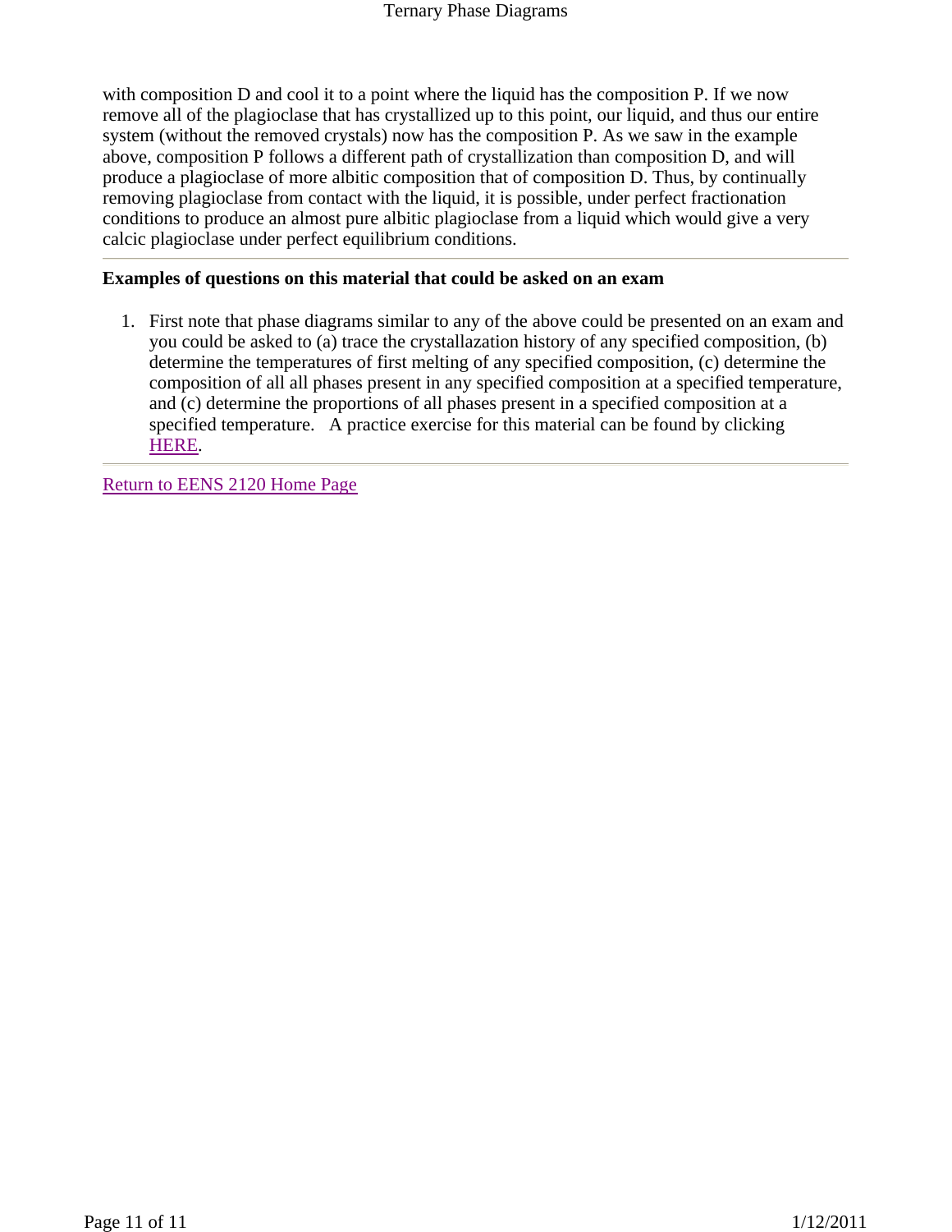with composition D and cool it to a point where the liquid has the composition P. If we now remove all of the plagioclase that has crystallized up to this point, our liquid, and thus our entire system (without the removed crystals) now has the composition P. As we saw in the example above, composition P follows a different path of crystallization than composition D, and will produce a plagioclase of more albitic composition that of composition D. Thus, by continually removing plagioclase from contact with the liquid, it is possible, under perfect fractionation conditions to produce an almost pure albitic plagioclase from a liquid which would give a very calcic plagioclase under perfect equilibrium conditions.

---

**Examples of questions on this material that could be asked on an exam**

1. First note that phase diagrams similar to any of the above could be presented on an exam and you could be asked to (a) trace the crystallazation history of any specified composition, (b) determine the temperatures of first melting of any specified composition, (c) determine the composition of all all phases present in any specified composition at a specified temperature, and (c) determine the proportions of all phases present in a specified composition at a specified temperature.   A practice exercise for this material can be found by clicking HERE.

---

Return to EENS 2120 Home Page